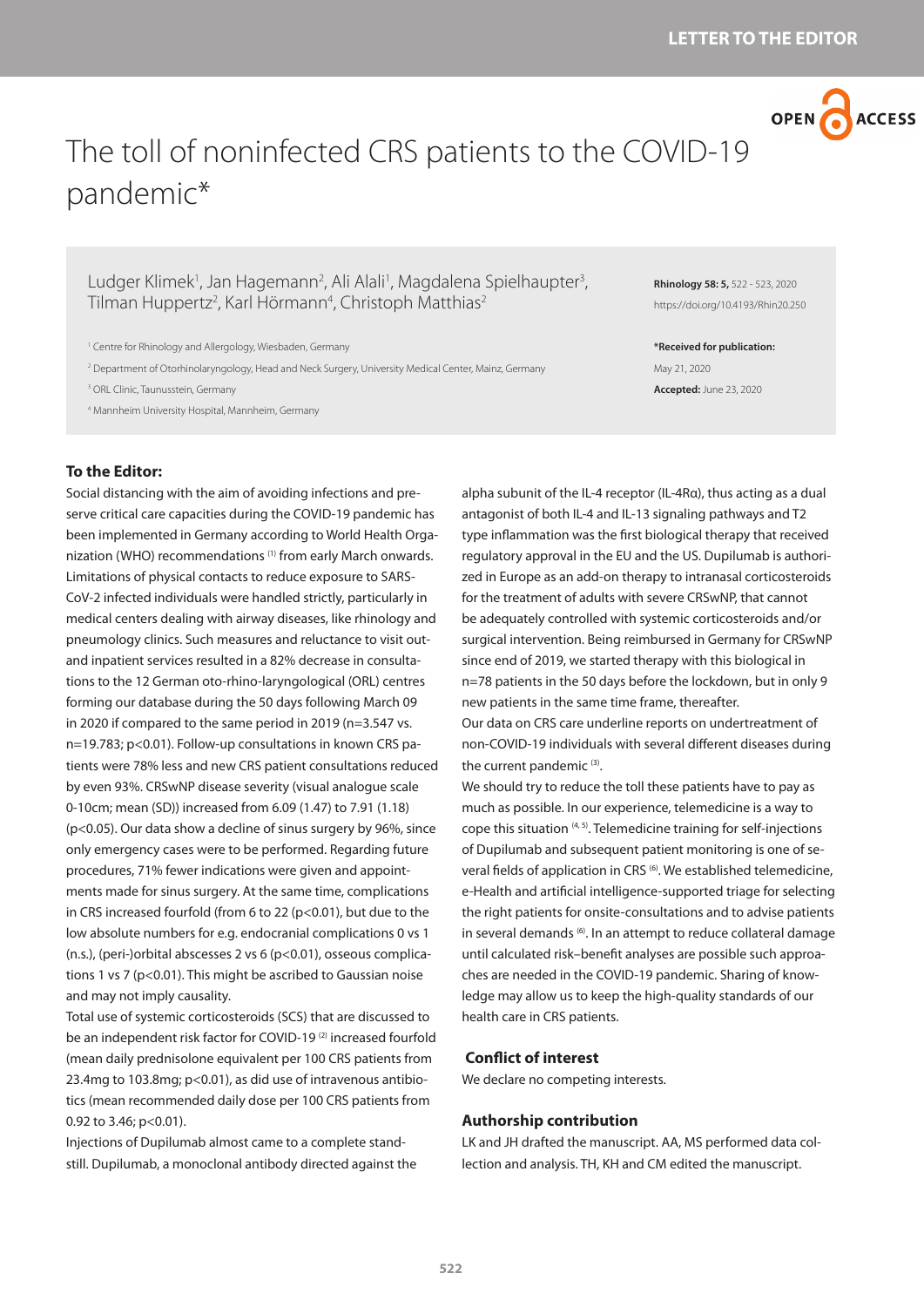LETTER TO THE EDITOR

# The toll of noninfected CRS patients to the COVID-19 pandemic*

Ludger Klimek[1], Jan Hagemann[2], Ali Alali[1], Magdalena Spielhaupter[3], Tilman Huppertz[2], Karl Hörmann[4], Christoph Matthias[2]

[1] Centre for Rhinology and Allergology, Wiesbaden, Germany

[2] Department of Otorhinolaryngology, Head and Neck Surgery, University Medical Center, Mainz, Germany

[3] ORL Clinic, Taunusstein, Germany

[4] Mannheim University Hospital, Mannheim, Germany

**Rhinology 58: 5,** 522 - 523, 2020

https://doi.org/10.4193/Rhin20.250

***Received for publication:**

May 21, 2020

**Accepted:** June 23, 2020

**To the Editor:**

Social distancing with the aim of avoiding infections and preserve critical care capacities during the COVID-19 pandemic has been implemented in Germany according to World Health Organization (WHO) recommendations [1] from early March onwards. Limitations of physical contacts to reduce exposure to SARS-CoV-2 infected individuals were handled strictly, particularly in medical centers dealing with airway diseases, like rhinology and pneumology clinics. Such measures and reluctance to visit out- and inpatient services resulted in a 82% decrease in consultations to the 12 German oto-rhino-laryngological (ORL) centres forming our database during the 50 days following March 09 in 2020 if compared to the same period in 2019 (n=3.547 vs. n=19.783; $p<0.01$). Follow-up consultations in known CRS patients were 78% less and new CRS patient consultations reduced by even 93%. CRSwNP disease severity (visual analogue scale 0-10cm; mean (SD)) increased from 6.09 (1.47) to 7.91 (1.18) ($p<0.05$). Our data show a decline of sinus surgery by 96%, since only emergency cases were to be performed. Regarding future procedures, 71% fewer indications were given and appointments made for sinus surgery. At the same time, complications in CRS increased fourfold (from 6 to 22 ($p<0.01$), but due to the low absolute numbers for e.g. endocranial complications 0 vs 1 (n.s.), (peri-)orbital abscesses 2 vs 6 ($p<0.01$), osseous complications 1 vs 7 ($p<0.01$). This might be ascribed to Gaussian noise and may not imply causality.

Total use of systemic corticosteroids (SCS) that are discussed to be an independent risk factor for COVID-19 [2] increased fourfold (mean daily prednisolone equivalent per 100 CRS patients from 23.4mg to 103.8mg; $p<0.01$), as did use of intravenous antibiotics (mean recommended daily dose per 100 CRS patients from 0.92 to 3.46; $p<0.01$).

Injections of Dupilumab almost came to a complete standstill. Dupilumab, a monoclonal antibody directed against the alpha subunit of the IL-4 receptor (IL-4Rα), thus acting as a dual antagonist of both IL-4 and IL-13 signaling pathways and T2 type inflammation was the first biological therapy that received regulatory approval in the EU and the US. Dupilumab is authorized in Europe as an add-on therapy to intranasal corticosteroids for the treatment of adults with severe CRSwNP, that cannot be adequately controlled with systemic corticosteroids and/or surgical intervention. Being reimbursed in Germany for CRSwNP since end of 2019, we started therapy with this biological in n=78 patients in the 50 days before the lockdown, but in only 9 new patients in the same time frame, thereafter.

Our data on CRS care underline reports on undertreatment of non-COVID-19 individuals with several different diseases during the current pandemic [3].

We should try to reduce the toll these patients have to pay as much as possible. In our experience, telemedicine is a way to cope this situation [4, 5]. Telemedicine training for self-injections of Dupilumab and subsequent patient monitoring is one of several fields of application in CRS [6]. We established telemedicine, e-Health and artificial intelligence-supported triage for selecting the right patients for onsite-consultations and to advise patients in several demands [6]. In an attempt to reduce collateral damage until calculated risk–benefit analyses are possible such approaches are needed in the COVID-19 pandemic. Sharing of knowledge may allow us to keep the high-quality standards of our health care in CRS patients.

## Conflict of interest

We declare no competing interests.

## Authorship contribution

LK and JH drafted the manuscript. AA, MS performed data collection and analysis. TH, KH and CM edited the manuscript.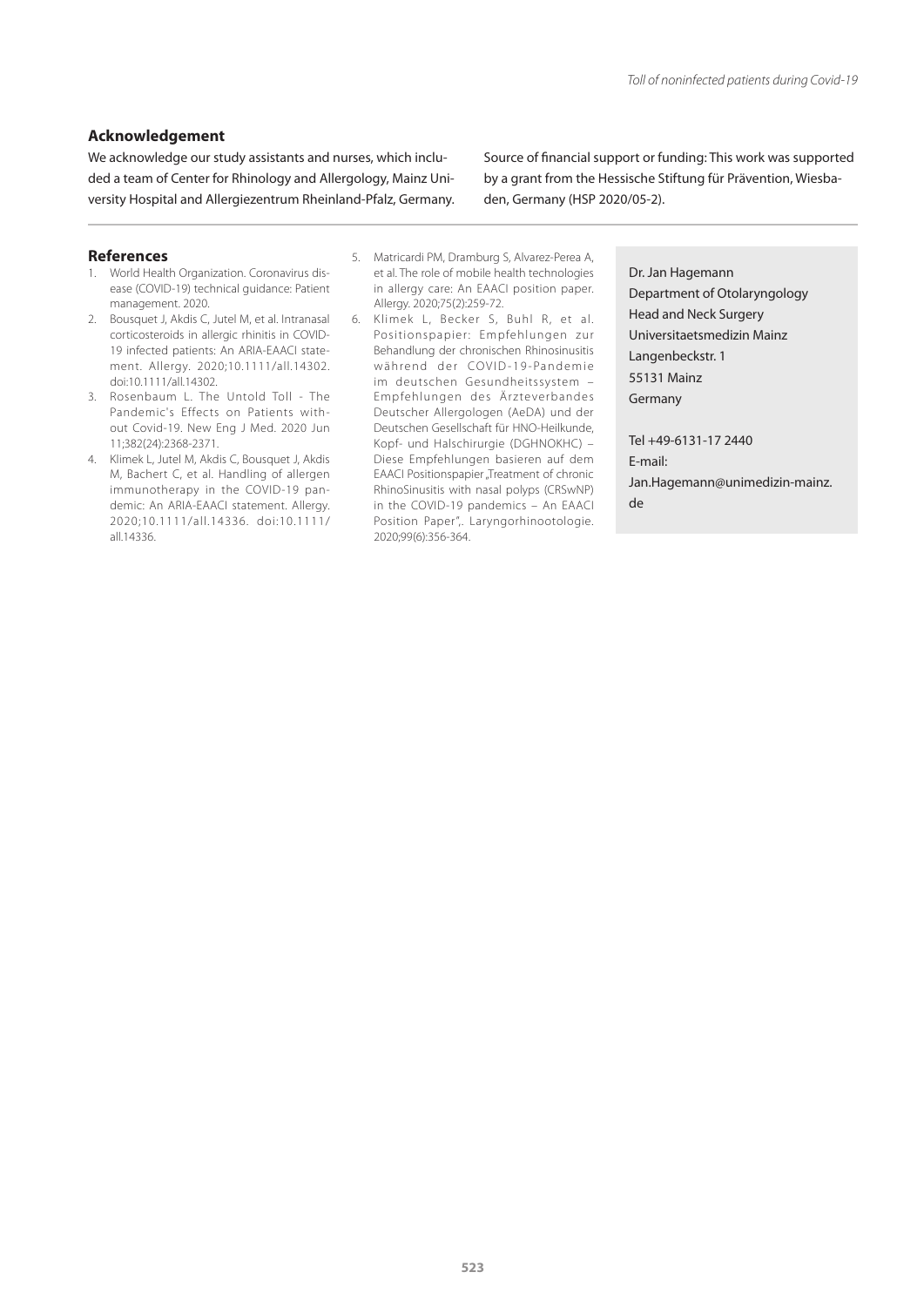## Acknowledgement

We acknowledge our study assistants and nurses, which included a team of Center for Rhinology and Allergology, Mainz University Hospital and Allergiezentrum Rheinland-Pfalz, Germany.

Source of financial support or funding: This work was supported by a grant from the Hessische Stiftung für Prävention, Wiesbaden, Germany (HSP 2020/05-2).

## References

1. World Health Organization. Coronavirus disease (COVID-19) technical guidance: Patient management. 2020.
2. Bousquet J, Akdis C, Jutel M, et al. Intranasal corticosteroids in allergic rhinitis in COVID-19 infected patients: An ARIA-EAACI statement. Allergy. 2020;10.1111/all.14302. doi:10.1111/all.14302.
3. Rosenbaum L. The Untold Toll - The Pandemic's Effects on Patients without Covid-19. New Eng J Med. 2020 Jun 11;382(24):2368-2371.
4. Klimek L, Jutel M, Akdis C, Bousquet J, Akdis M, Bachert C, et al. Handling of allergen immunotherapy in the COVID-19 pandemic: An ARIA-EAACI statement. Allergy. 2020;10.1111/all.14336. doi:10.1111/all.14336.
5. Matricardi PM, Dramburg S, Alvarez-Perea A, et al. The role of mobile health technologies in allergy care: An EAACI position paper. Allergy. 2020;75(2):259-72.
6. Klimek L, Becker S, Buhl R, et al. Positionspapier: Empfehlungen zur Behandlung der chronischen Rhinosinusitis während der COVID-19-Pandemie im deutschen Gesundheitssystem – Empfehlungen des Ärzteverbandes Deutscher Allergologen (AeDA) und der Deutschen Gesellschaft für HNO-Heilkunde, Kopf- und Halschirurgie (DGHNOKHC) – Diese Empfehlungen basieren auf dem EAACI Positionspapier „Treatment of chronic RhinoSinusitis with nasal polyps (CRSwNP) in the COVID-19 pandemics – An EAACI Position Paper". Laryngorhinootologie. 2020;99(6):356-364.

Dr. Jan Hagemann
Department of Otolaryngology
Head and Neck Surgery
Universitaetsmedizin Mainz
Langenbeckstr. 1
55131 Mainz
Germany

Tel +49-6131-17 2440
E-mail:
Jan.Hagemann@unimedizin-mainz.de